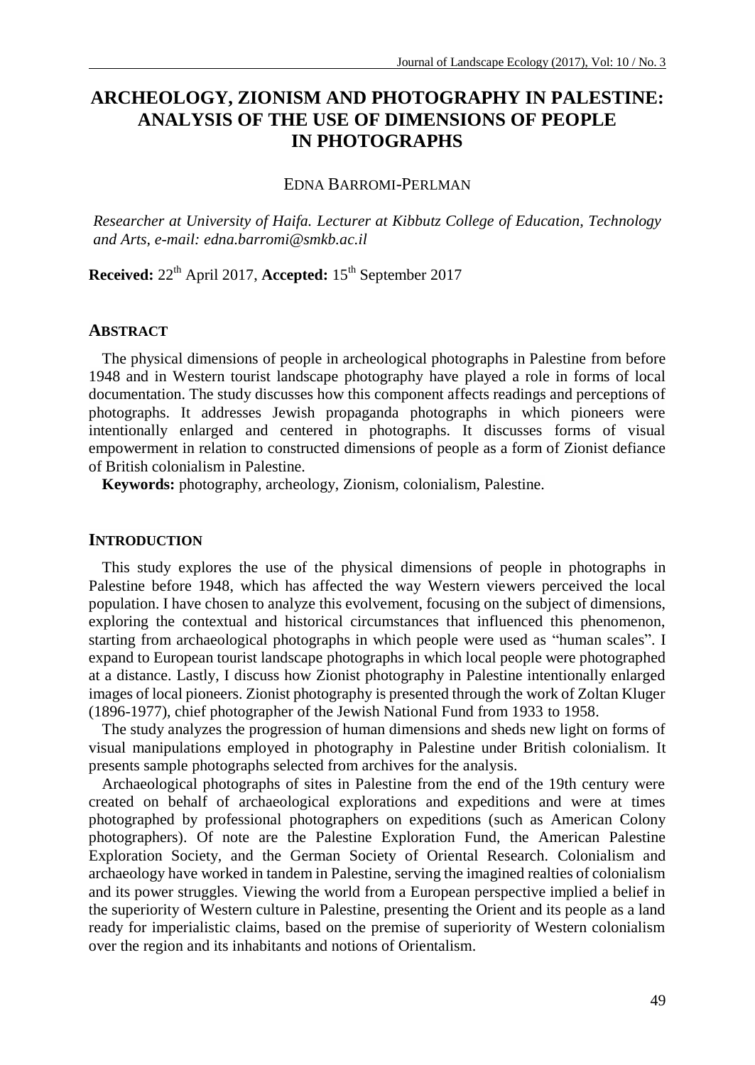# ARCHEOLOGY, ZIONISM AND PHOTOGRAPHY IN PALESTINE: ANALYSIS OF THE USE OF DIMENSIONS OF PEOPLE IN PHOTOGRAPHS

EDNA BARROMI-PERLMAN

*Researcher at University of Haifa. Lecturer at Kibbutz College of Education, Technology and Arts, e-mail: edna.barromi@smkb.ac.il*

**Received:** 22[th] April 2017, **Accepted:** 15[th] September 2017

## ABSTRACT

The physical dimensions of people in archeological photographs in Palestine from before 1948 and in Western tourist landscape photography have played a role in forms of local documentation. The study discusses how this component affects readings and perceptions of photographs. It addresses Jewish propaganda photographs in which pioneers were intentionally enlarged and centered in photographs. It discusses forms of visual empowerment in relation to constructed dimensions of people as a form of Zionist defiance of British colonialism in Palestine.

**Keywords:** photography, archeology, Zionism, colonialism, Palestine.

## INTRODUCTION

This study explores the use of the physical dimensions of people in photographs in Palestine before 1948, which has affected the way Western viewers perceived the local population. I have chosen to analyze this evolvement, focusing on the subject of dimensions, exploring the contextual and historical circumstances that influenced this phenomenon, starting from archaeological photographs in which people were used as "human scales". I expand to European tourist landscape photographs in which local people were photographed at a distance. Lastly, I discuss how Zionist photography in Palestine intentionally enlarged images of local pioneers. Zionist photography is presented through the work of Zoltan Kluger (1896-1977), chief photographer of the Jewish National Fund from 1933 to 1958.

The study analyzes the progression of human dimensions and sheds new light on forms of visual manipulations employed in photography in Palestine under British colonialism. It presents sample photographs selected from archives for the analysis.

Archaeological photographs of sites in Palestine from the end of the 19th century were created on behalf of archaeological explorations and expeditions and were at times photographed by professional photographers on expeditions (such as American Colony photographers). Of note are the Palestine Exploration Fund, the American Palestine Exploration Society, and the German Society of Oriental Research. Colonialism and archaeology have worked in tandem in Palestine, serving the imagined realties of colonialism and its power struggles. Viewing the world from a European perspective implied a belief in the superiority of Western culture in Palestine, presenting the Orient and its people as a land ready for imperialistic claims, based on the premise of superiority of Western colonialism over the region and its inhabitants and notions of Orientalism.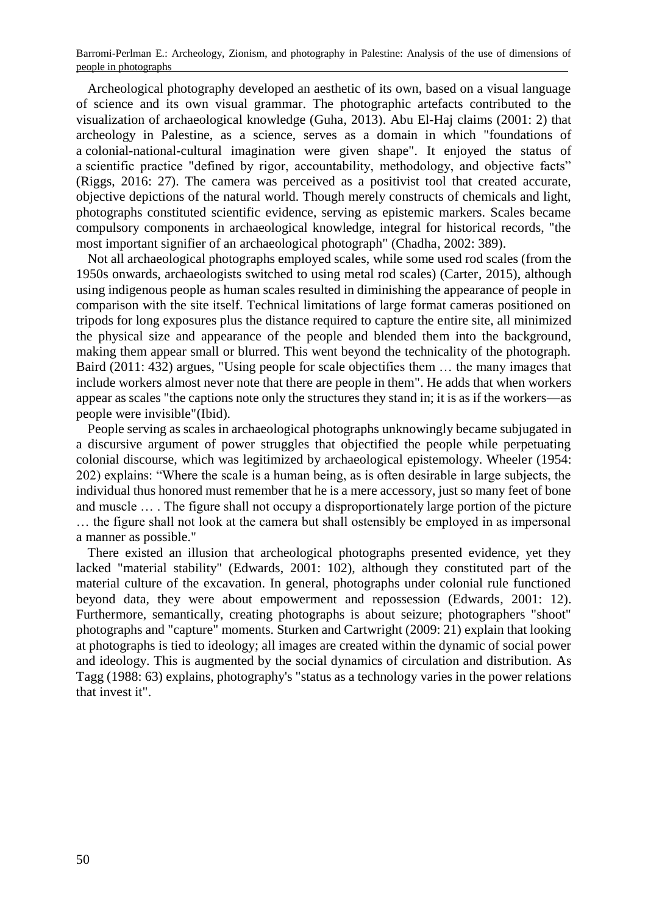Archeological photography developed an aesthetic of its own, based on a visual language of science and its own visual grammar. The photographic artefacts contributed to the visualization of archaeological knowledge (Guha, 2013). Abu El-Haj claims (2001: 2) that archeology in Palestine, as a science, serves as a domain in which "foundations of a colonial-national-cultural imagination were given shape". It enjoyed the status of a scientific practice "defined by rigor, accountability, methodology, and objective facts" (Riggs, 2016: 27). The camera was perceived as a positivist tool that created accurate, objective depictions of the natural world. Though merely constructs of chemicals and light, photographs constituted scientific evidence, serving as epistemic markers. Scales became compulsory components in archaeological knowledge, integral for historical records, "the most important signifier of an archaeological photograph" (Chadha, 2002: 389).

Not all archaeological photographs employed scales, while some used rod scales (from the 1950s onwards, archaeologists switched to using metal rod scales) (Carter, 2015), although using indigenous people as human scales resulted in diminishing the appearance of people in comparison with the site itself. Technical limitations of large format cameras positioned on tripods for long exposures plus the distance required to capture the entire site, all minimized the physical size and appearance of the people and blended them into the background, making them appear small or blurred. This went beyond the technicality of the photograph. Baird (2011: 432) argues, "Using people for scale objectifies them … the many images that include workers almost never note that there are people in them". He adds that when workers appear as scales "the captions note only the structures they stand in; it is as if the workers—as people were invisible"(Ibid).

People serving as scales in archaeological photographs unknowingly became subjugated in a discursive argument of power struggles that objectified the people while perpetuating colonial discourse, which was legitimized by archaeological epistemology. Wheeler (1954: 202) explains: "Where the scale is a human being, as is often desirable in large subjects, the individual thus honored must remember that he is a mere accessory, just so many feet of bone and muscle … . The figure shall not occupy a disproportionately large portion of the picture … the figure shall not look at the camera but shall ostensibly be employed in as impersonal a manner as possible."

There existed an illusion that archeological photographs presented evidence, yet they lacked "material stability" (Edwards, 2001: 102), although they constituted part of the material culture of the excavation. In general, photographs under colonial rule functioned beyond data, they were about empowerment and repossession (Edwards, 2001: 12). Furthermore, semantically, creating photographs is about seizure; photographers "shoot" photographs and "capture" moments. Sturken and Cartwright (2009: 21) explain that looking at photographs is tied to ideology; all images are created within the dynamic of social power and ideology. This is augmented by the social dynamics of circulation and distribution. As Tagg (1988: 63) explains, photography's "status as a technology varies in the power relations that invest it".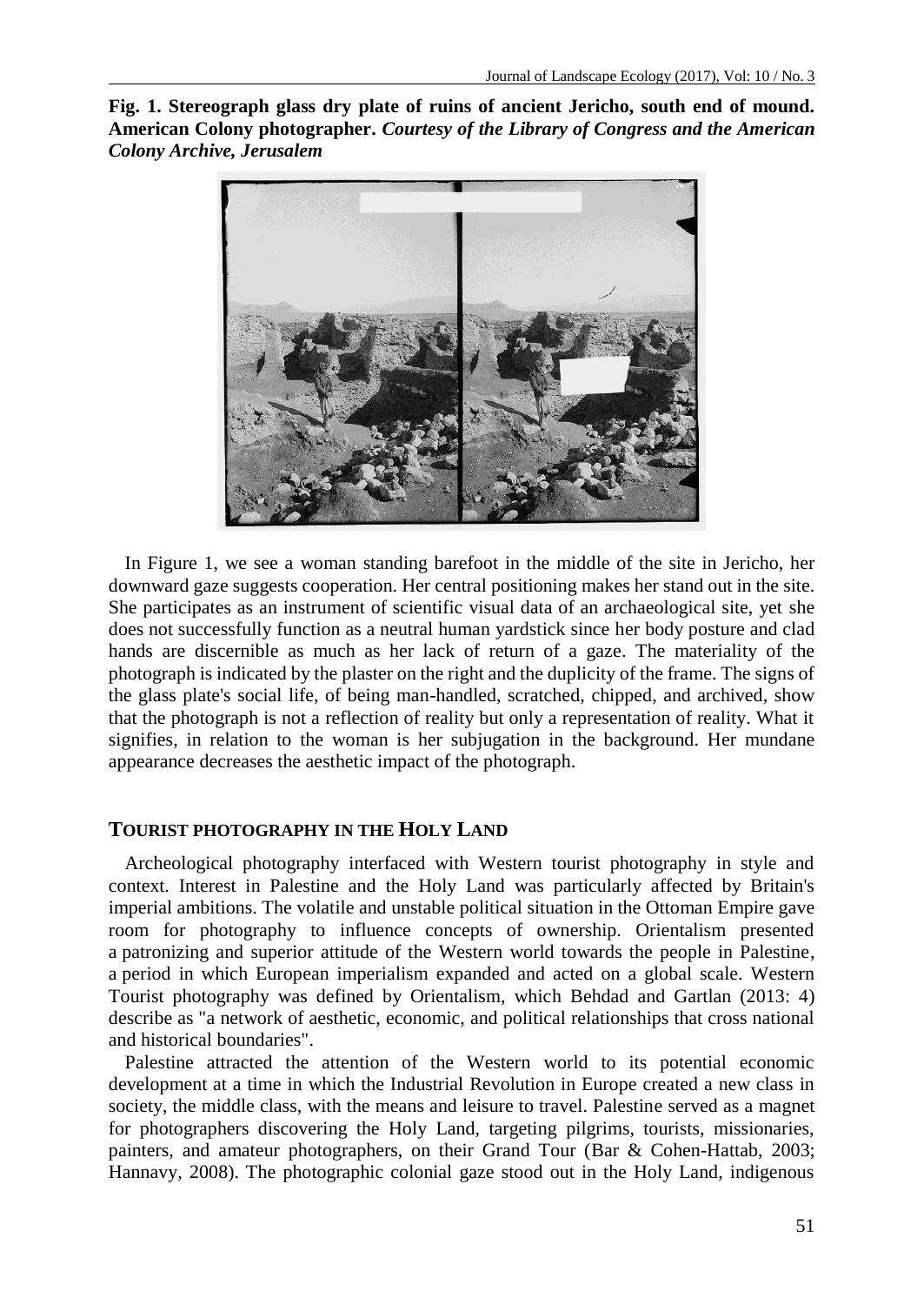**Fig. 1. Stereograph glass dry plate of ruins of ancient Jericho, south end of mound. American Colony photographer.** ***Courtesy of the Library of Congress and the American Colony Archive, Jerusalem***

In Figure 1, we see a woman standing barefoot in the middle of the site in Jericho, her downward gaze suggests cooperation. Her central positioning makes her stand out in the site. She participates as an instrument of scientific visual data of an archaeological site, yet she does not successfully function as a neutral human yardstick since her body posture and clad hands are discernible as much as her lack of return of a gaze. The materiality of the photograph is indicated by the plaster on the right and the duplicity of the frame. The signs of the glass plate's social life, of being man-handled, scratched, chipped, and archived, show that the photograph is not a reflection of reality but only a representation of reality. What it signifies, in relation to the woman is her subjugation in the background. Her mundane appearance decreases the aesthetic impact of the photograph.

## TOURIST PHOTOGRAPHY IN THE HOLY LAND

Archeological photography interfaced with Western tourist photography in style and context. Interest in Palestine and the Holy Land was particularly affected by Britain's imperial ambitions. The volatile and unstable political situation in the Ottoman Empire gave room for photography to influence concepts of ownership. Orientalism presented a patronizing and superior attitude of the Western world towards the people in Palestine, a period in which European imperialism expanded and acted on a global scale. Western Tourist photography was defined by Orientalism, which Behdad and Gartlan (2013: 4) describe as "a network of aesthetic, economic, and political relationships that cross national and historical boundaries".

Palestine attracted the attention of the Western world to its potential economic development at a time in which the Industrial Revolution in Europe created a new class in society, the middle class, with the means and leisure to travel. Palestine served as a magnet for photographers discovering the Holy Land, targeting pilgrims, tourists, missionaries, painters, and amateur photographers, on their Grand Tour (Bar & Cohen-Hattab, 2003; Hannavy, 2008). The photographic colonial gaze stood out in the Holy Land, indigenous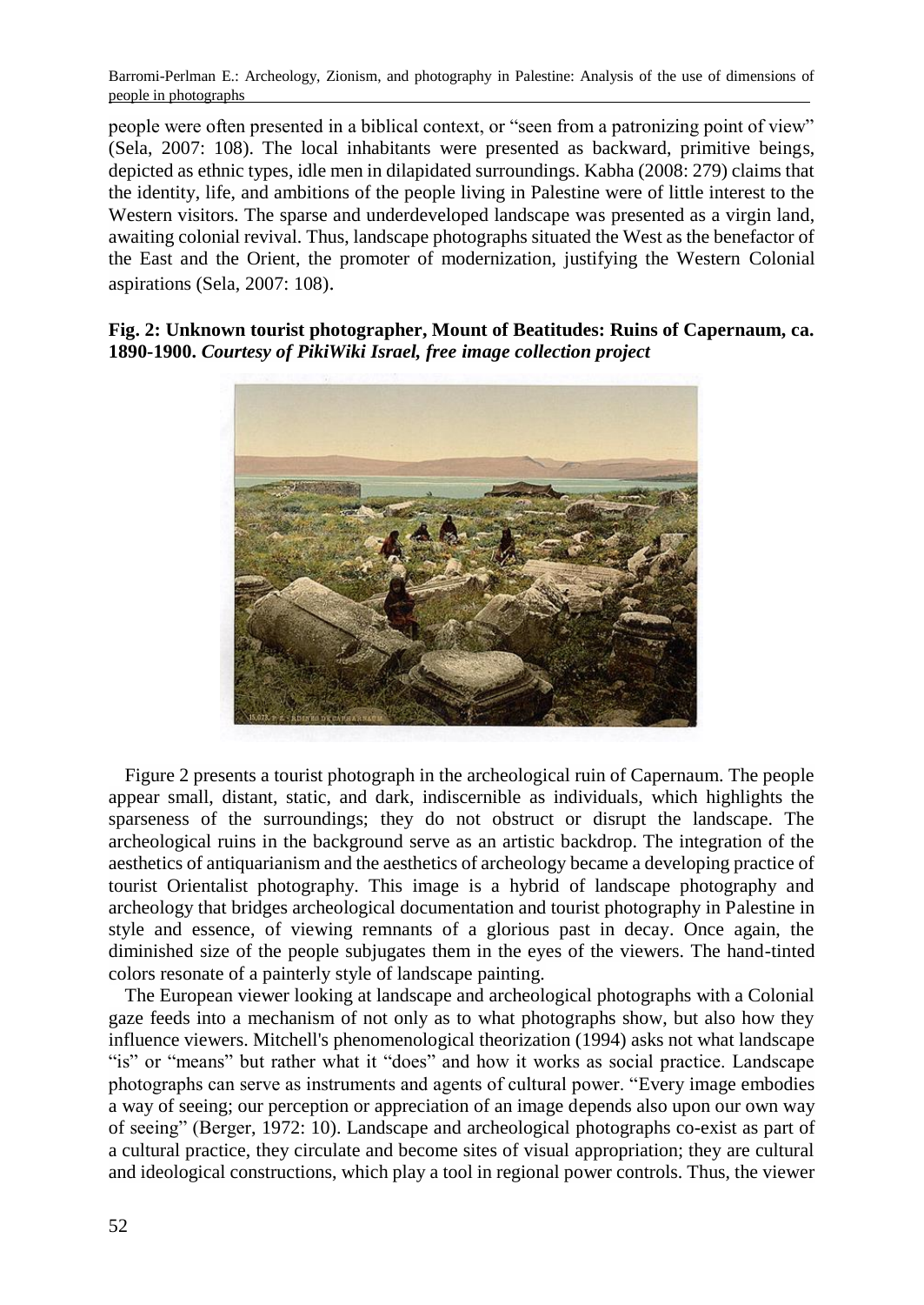people were often presented in a biblical context, or "seen from a patronizing point of view" (Sela, 2007: 108). The local inhabitants were presented as backward, primitive beings, depicted as ethnic types, idle men in dilapidated surroundings. Kabha (2008: 279) claims that the identity, life, and ambitions of the people living in Palestine were of little interest to the Western visitors. The sparse and underdeveloped landscape was presented as a virgin land, awaiting colonial revival. Thus, landscape photographs situated the West as the benefactor of the East and the Orient, the promoter of modernization, justifying the Western Colonial aspirations (Sela, 2007: 108).

**Fig. 2: Unknown tourist photographer, Mount of Beatitudes: Ruins of Capernaum, ca. 1890-1900.** ***Courtesy of PikiWiki Israel, free image collection project***

Figure 2 presents a tourist photograph in the archeological ruin of Capernaum. The people appear small, distant, static, and dark, indiscernible as individuals, which highlights the sparseness of the surroundings; they do not obstruct or disrupt the landscape. The archeological ruins in the background serve as an artistic backdrop. The integration of the aesthetics of antiquarianism and the aesthetics of archeology became a developing practice of tourist Orientalist photography. This image is a hybrid of landscape photography and archeology that bridges archeological documentation and tourist photography in Palestine in style and essence, of viewing remnants of a glorious past in decay. Once again, the diminished size of the people subjugates them in the eyes of the viewers. The hand-tinted colors resonate of a painterly style of landscape painting.

The European viewer looking at landscape and archeological photographs with a Colonial gaze feeds into a mechanism of not only as to what photographs show, but also how they influence viewers. Mitchell's phenomenological theorization (1994) asks not what landscape "is" or "means" but rather what it "does" and how it works as social practice. Landscape photographs can serve as instruments and agents of cultural power. "Every image embodies a way of seeing; our perception or appreciation of an image depends also upon our own way of seeing" (Berger, 1972: 10). Landscape and archeological photographs co-exist as part of a cultural practice, they circulate and become sites of visual appropriation; they are cultural and ideological constructions, which play a tool in regional power controls. Thus, the viewer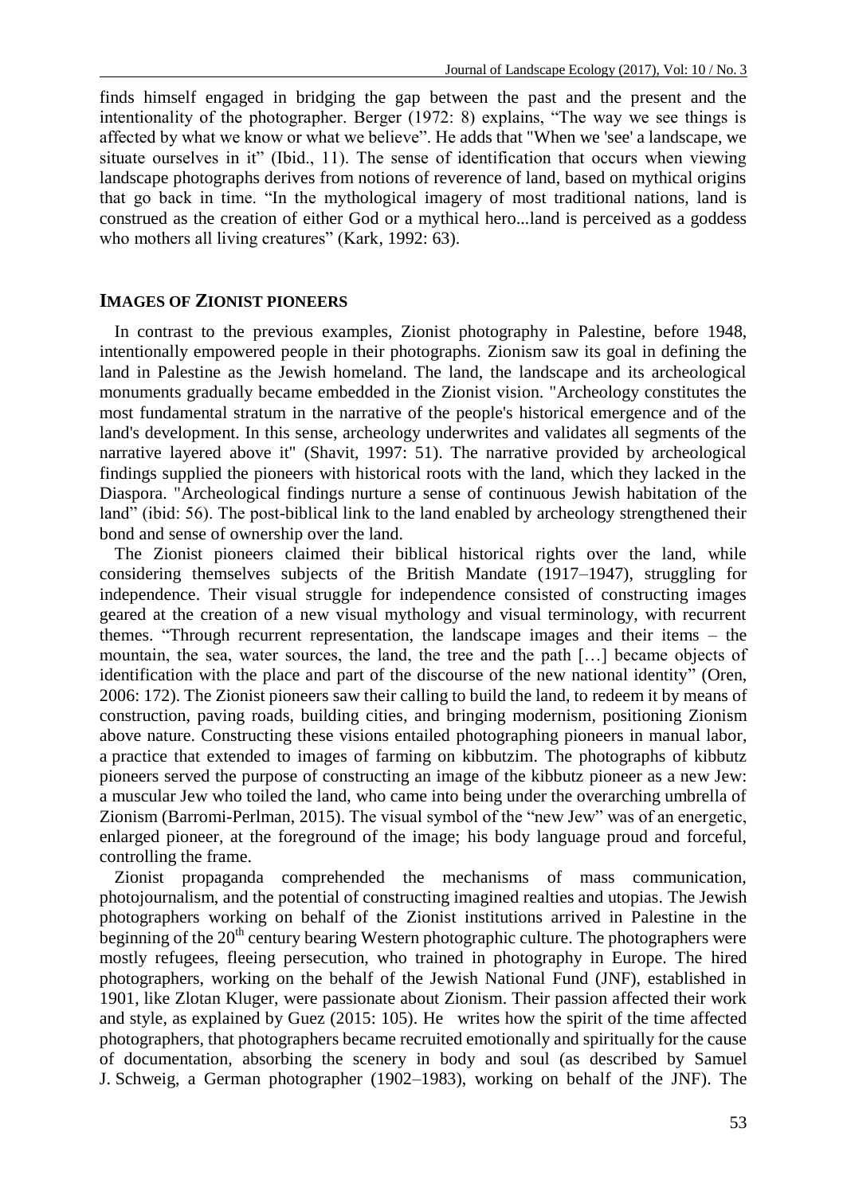finds himself engaged in bridging the gap between the past and the present and the intentionality of the photographer. Berger (1972: 8) explains, "The way we see things is affected by what we know or what we believe". He adds that "When we 'see' a landscape, we situate ourselves in it" (Ibid., 11). The sense of identification that occurs when viewing landscape photographs derives from notions of reverence of land, based on mythical origins that go back in time. "In the mythological imagery of most traditional nations, land is construed as the creation of either God or a mythical hero...land is perceived as a goddess who mothers all living creatures" (Kark, 1992: 63).

## IMAGES OF ZIONIST PIONEERS

In contrast to the previous examples, Zionist photography in Palestine, before 1948, intentionally empowered people in their photographs. Zionism saw its goal in defining the land in Palestine as the Jewish homeland. The land, the landscape and its archeological monuments gradually became embedded in the Zionist vision. "Archeology constitutes the most fundamental stratum in the narrative of the people's historical emergence and of the land's development. In this sense, archeology underwrites and validates all segments of the narrative layered above it" (Shavit, 1997: 51). The narrative provided by archeological findings supplied the pioneers with historical roots with the land, which they lacked in the Diaspora. "Archeological findings nurture a sense of continuous Jewish habitation of the land" (ibid: 56). The post-biblical link to the land enabled by archeology strengthened their bond and sense of ownership over the land.

The Zionist pioneers claimed their biblical historical rights over the land, while considering themselves subjects of the British Mandate (1917–1947), struggling for independence. Their visual struggle for independence consisted of constructing images geared at the creation of a new visual mythology and visual terminology, with recurrent themes. "Through recurrent representation, the landscape images and their items – the mountain, the sea, water sources, the land, the tree and the path […] became objects of identification with the place and part of the discourse of the new national identity" (Oren, 2006: 172). The Zionist pioneers saw their calling to build the land, to redeem it by means of construction, paving roads, building cities, and bringing modernism, positioning Zionism above nature. Constructing these visions entailed photographing pioneers in manual labor, a practice that extended to images of farming on kibbutzim. The photographs of kibbutz pioneers served the purpose of constructing an image of the kibbutz pioneer as a new Jew: a muscular Jew who toiled the land, who came into being under the overarching umbrella of Zionism (Barromi-Perlman, 2015). The visual symbol of the "new Jew" was of an energetic, enlarged pioneer, at the foreground of the image; his body language proud and forceful, controlling the frame.

Zionist propaganda comprehended the mechanisms of mass communication, photojournalism, and the potential of constructing imagined realties and utopias. The Jewish photographers working on behalf of the Zionist institutions arrived in Palestine in the beginning of the 20th century bearing Western photographic culture. The photographers were mostly refugees, fleeing persecution, who trained in photography in Europe. The hired photographers, working on the behalf of the Jewish National Fund (JNF), established in 1901, like Zlotan Kluger, were passionate about Zionism. Their passion affected their work and style, as explained by Guez (2015: 105). He writes how the spirit of the time affected photographers, that photographers became recruited emotionally and spiritually for the cause of documentation, absorbing the scenery in body and soul (as described by Samuel J. Schweig, a German photographer (1902–1983), working on behalf of the JNF). The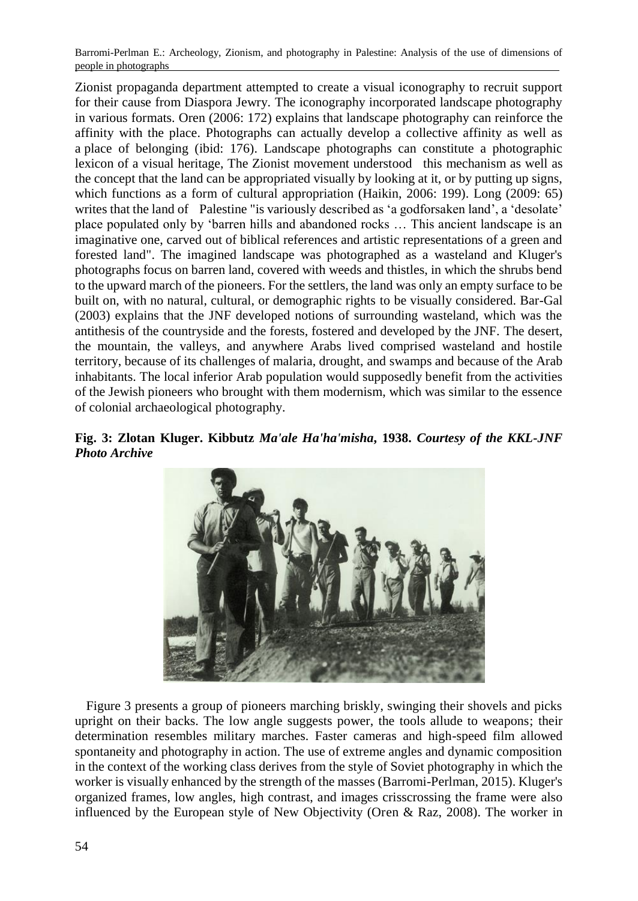Zionist propaganda department attempted to create a visual iconography to recruit support for their cause from Diaspora Jewry. The iconography incorporated landscape photography in various formats. Oren (2006: 172) explains that landscape photography can reinforce the affinity with the place. Photographs can actually develop a collective affinity as well as a place of belonging (ibid: 176). Landscape photographs can constitute a photographic lexicon of a visual heritage, The Zionist movement understood this mechanism as well as the concept that the land can be appropriated visually by looking at it, or by putting up signs, which functions as a form of cultural appropriation (Haikin, 2006: 199). Long (2009: 65) writes that the land of Palestine "is variously described as 'a godforsaken land', a 'desolate' place populated only by 'barren hills and abandoned rocks … This ancient landscape is an imaginative one, carved out of biblical references and artistic representations of a green and forested land". The imagined landscape was photographed as a wasteland and Kluger's photographs focus on barren land, covered with weeds and thistles, in which the shrubs bend to the upward march of the pioneers. For the settlers, the land was only an empty surface to be built on, with no natural, cultural, or demographic rights to be visually considered. Bar-Gal (2003) explains that the JNF developed notions of surrounding wasteland, which was the antithesis of the countryside and the forests, fostered and developed by the JNF. The desert, the mountain, the valleys, and anywhere Arabs lived comprised wasteland and hostile territory, because of its challenges of malaria, drought, and swamps and because of the Arab inhabitants. The local inferior Arab population would supposedly benefit from the activities of the Jewish pioneers who brought with them modernism, which was similar to the essence of colonial archaeological photography.

**Fig. 3: Zlotan Kluger. Kibbutz *Ma'ale Ha'ha'misha*, 1938. *Courtesy of the KKL-JNF Photo Archive***

Figure 3 presents a group of pioneers marching briskly, swinging their shovels and picks upright on their backs. The low angle suggests power, the tools allude to weapons; their determination resembles military marches. Faster cameras and high-speed film allowed spontaneity and photography in action. The use of extreme angles and dynamic composition in the context of the working class derives from the style of Soviet photography in which the worker is visually enhanced by the strength of the masses (Barromi-Perlman, 2015). Kluger's organized frames, low angles, high contrast, and images crisscrossing the frame were also influenced by the European style of New Objectivity (Oren & Raz, 2008). The worker in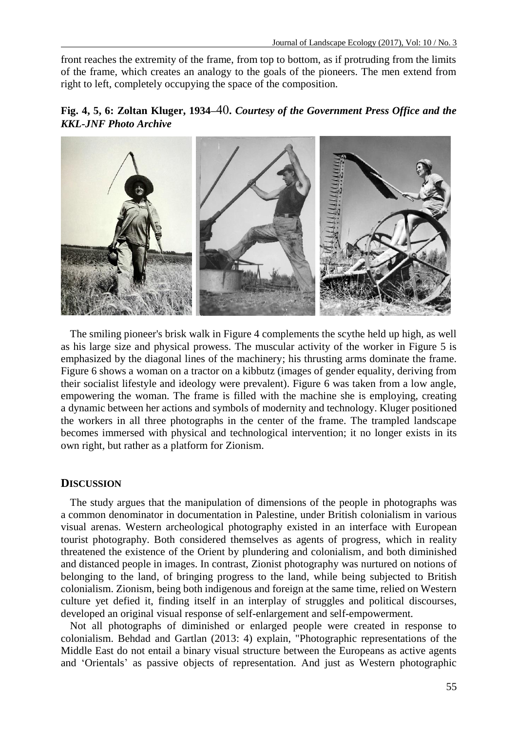front reaches the extremity of the frame, from top to bottom, as if protruding from the limits of the frame, which creates an analogy to the goals of the pioneers. The men extend from right to left, completely occupying the space of the composition.

**Fig. 4, 5, 6: Zoltan Kluger, 1934–40.** ***Courtesy of the Government Press Office and the KKL-JNF Photo Archive***

The smiling pioneer's brisk walk in Figure 4 complements the scythe held up high, as well as his large size and physical prowess. The muscular activity of the worker in Figure 5 is emphasized by the diagonal lines of the machinery; his thrusting arms dominate the frame. Figure 6 shows a woman on a tractor on a kibbutz (images of gender equality, deriving from their socialist lifestyle and ideology were prevalent). Figure 6 was taken from a low angle, empowering the woman. The frame is filled with the machine she is employing, creating a dynamic between her actions and symbols of modernity and technology. Kluger positioned the workers in all three photographs in the center of the frame. The trampled landscape becomes immersed with physical and technological intervention; it no longer exists in its own right, but rather as a platform for Zionism.

## DISCUSSION

The study argues that the manipulation of dimensions of the people in photographs was a common denominator in documentation in Palestine, under British colonialism in various visual arenas. Western archeological photography existed in an interface with European tourist photography. Both considered themselves as agents of progress, which in reality threatened the existence of the Orient by plundering and colonialism, and both diminished and distanced people in images. In contrast, Zionist photography was nurtured on notions of belonging to the land, of bringing progress to the land, while being subjected to British colonialism. Zionism, being both indigenous and foreign at the same time, relied on Western culture yet defied it, finding itself in an interplay of struggles and political discourses, developed an original visual response of self-enlargement and self-empowerment.

Not all photographs of diminished or enlarged people were created in response to colonialism. Behdad and Gartlan (2013: 4) explain, "Photographic representations of the Middle East do not entail a binary visual structure between the Europeans as active agents and 'Orientals' as passive objects of representation. And just as Western photographic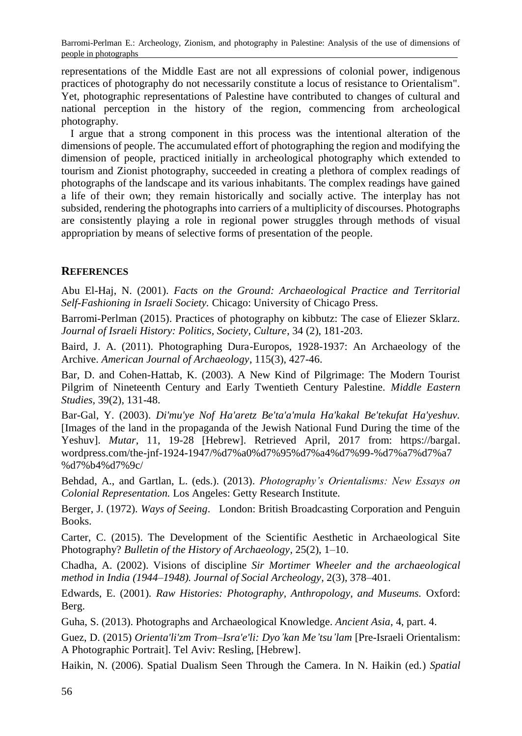representations of the Middle East are not all expressions of colonial power, indigenous practices of photography do not necessarily constitute a locus of resistance to Orientalism". Yet, photographic representations of Palestine have contributed to changes of cultural and national perception in the history of the region, commencing from archeological photography.

I argue that a strong component in this process was the intentional alteration of the dimensions of people. The accumulated effort of photographing the region and modifying the dimension of people, practiced initially in archeological photography which extended to tourism and Zionist photography, succeeded in creating a plethora of complex readings of photographs of the landscape and its various inhabitants. The complex readings have gained a life of their own; they remain historically and socially active. The interplay has not subsided, rendering the photographs into carriers of a multiplicity of discourses. Photographs are consistently playing a role in regional power struggles through methods of visual appropriation by means of selective forms of presentation of the people.

## REFERENCES

Abu El-Haj, N. (2001). *Facts on the Ground: Archaeological Practice and Territorial Self-Fashioning in Israeli Society.* Chicago: University of Chicago Press.

Barromi-Perlman (2015). Practices of photography on kibbutz: The case of Eliezer Sklarz. *Journal of Israeli History: Politics, Society, Culture*, 34 (2), 181-203.

Baird, J. A. (2011). Photographing Dura-Europos, 1928-1937: An Archaeology of the Archive. *American Journal of Archaeology*, 115(3), 427-46.

Bar, D. and Cohen-Hattab, K. (2003). A New Kind of Pilgrimage: The Modern Tourist Pilgrim of Nineteenth Century and Early Twentieth Century Palestine. *Middle Eastern Studies*, 39(2), 131-48.

Bar-Gal, Y. (2003). *Di'mu'ye Nof Ha'aretz Be'ta'a'mula Ha'kakal Be'tekufat Ha'yeshuv.* [Images of the land in the propaganda of the Jewish National Fund During the time of the Yeshuv]. *Mutar*, 11, 19-28 [Hebrew]. Retrieved April, 2017 from: https://bargal.wordpress.com/the-jnf-1924-1947/%d7%a0%d7%95%d7%a4%d7%99-%d7%a7%d7%a7%d7%b4%d7%9c/

Behdad, A., and Gartlan, L. (eds.). (2013). *Photography's Orientalisms: New Essays on Colonial Representation.* Los Angeles: Getty Research Institute.

Berger, J. (1972). *Ways of Seeing*. London: British Broadcasting Corporation and Penguin Books.

Carter, C. (2015). The Development of the Scientific Aesthetic in Archaeological Site Photography? *Bulletin of the History of Archaeology*, 25(2), 1–10.

Chadha, A. (2002). Visions of discipline *Sir Mortimer Wheeler and the archaeological method in India (1944–1948). Journal of Social Archeology*, 2(3), 378–401.

Edwards, E. (2001). *Raw Histories: Photography, Anthropology, and Museums.* Oxford: Berg.

Guha, S. (2013). Photographs and Archaeological Knowledge. *Ancient Asia*, 4, part. 4.

Guez, D. (2015) *Orienta'li'zm Trom–Isra'e'li: Dyo'kan Me'tsu'lam* [Pre-Israeli Orientalism: A Photographic Portrait]. Tel Aviv: Resling, [Hebrew].

Haikin, N. (2006). Spatial Dualism Seen Through the Camera. In N. Haikin (ed.) *Spatial*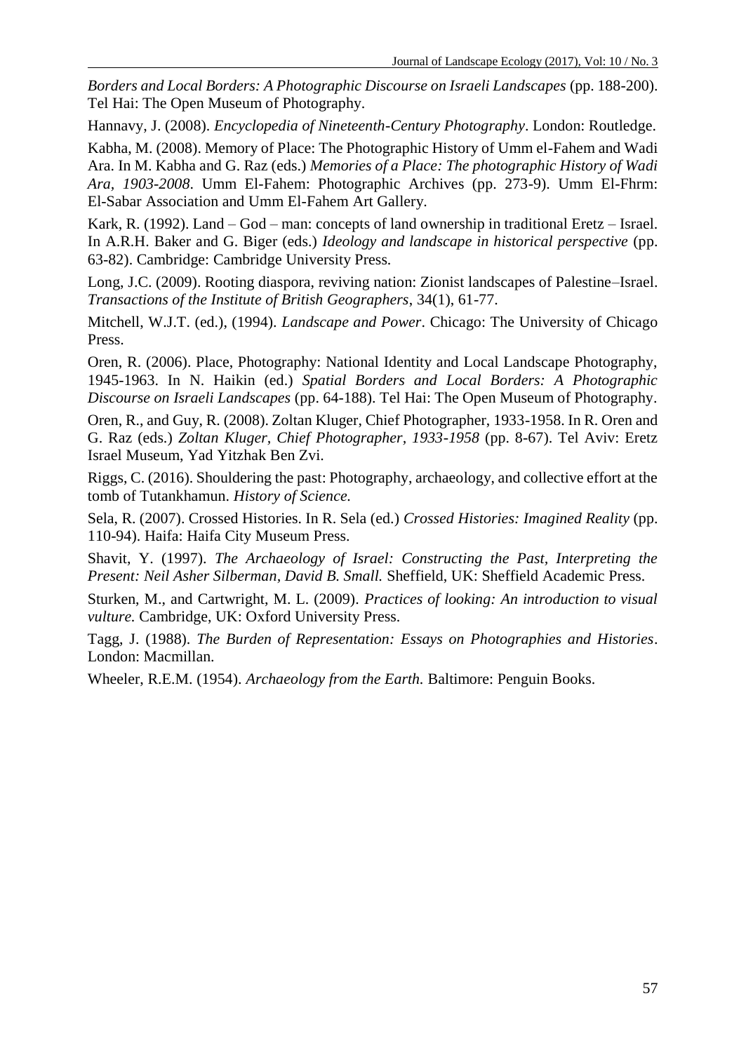*Borders and Local Borders: A Photographic Discourse on Israeli Landscapes* (pp. 188-200). Tel Hai: The Open Museum of Photography.

Hannavy, J. (2008). *Encyclopedia of Nineteenth-Century Photography*. London: Routledge.

Kabha, M. (2008). Memory of Place: The Photographic History of Umm el-Fahem and Wadi Ara. In M. Kabha and G. Raz (eds.) *Memories of a Place: The photographic History of Wadi Ara, 1903-2008*. Umm El-Fahem: Photographic Archives (pp. 273-9). Umm El-Fhrm: El-Sabar Association and Umm El-Fahem Art Gallery.

Kark, R. (1992). Land – God – man: concepts of land ownership in traditional Eretz – Israel. In A.R.H. Baker and G. Biger (eds.) *Ideology and landscape in historical perspective* (pp. 63-82). Cambridge: Cambridge University Press.

Long, J.C. (2009). Rooting diaspora, reviving nation: Zionist landscapes of Palestine–Israel. *Transactions of the Institute of British Geographers*, 34(1), 61-77.

Mitchell, W.J.T. (ed.), (1994). *Landscape and Power*. Chicago: The University of Chicago Press.

Oren, R. (2006). Place, Photography: National Identity and Local Landscape Photography, 1945-1963. In N. Haikin (ed.) *Spatial Borders and Local Borders: A Photographic Discourse on Israeli Landscapes* (pp. 64-188). Tel Hai: The Open Museum of Photography.

Oren, R., and Guy, R. (2008). Zoltan Kluger, Chief Photographer, 1933-1958. In R. Oren and G. Raz (eds.) *Zoltan Kluger, Chief Photographer, 1933-1958* (pp. 8-67). Tel Aviv: Eretz Israel Museum, Yad Yitzhak Ben Zvi.

Riggs, C. (2016). Shouldering the past: Photography, archaeology, and collective effort at the tomb of Tutankhamun. *History of Science.*

Sela, R. (2007). Crossed Histories. In R. Sela (ed.) *Crossed Histories: Imagined Reality* (pp. 110-94). Haifa: Haifa City Museum Press.

Shavit, Y. (1997). *The Archaeology of Israel: Constructing the Past, Interpreting the Present: Neil Asher Silberman, David B. Small.* Sheffield, UK: Sheffield Academic Press.

Sturken, M., and Cartwright, M. L. (2009). *Practices of looking: An introduction to visual vulture.* Cambridge, UK: Oxford University Press.

Tagg, J. (1988). *The Burden of Representation: Essays on Photographies and Histories*. London: Macmillan.

Wheeler, R.E.M. (1954). *Archaeology from the Earth.* Baltimore: Penguin Books.